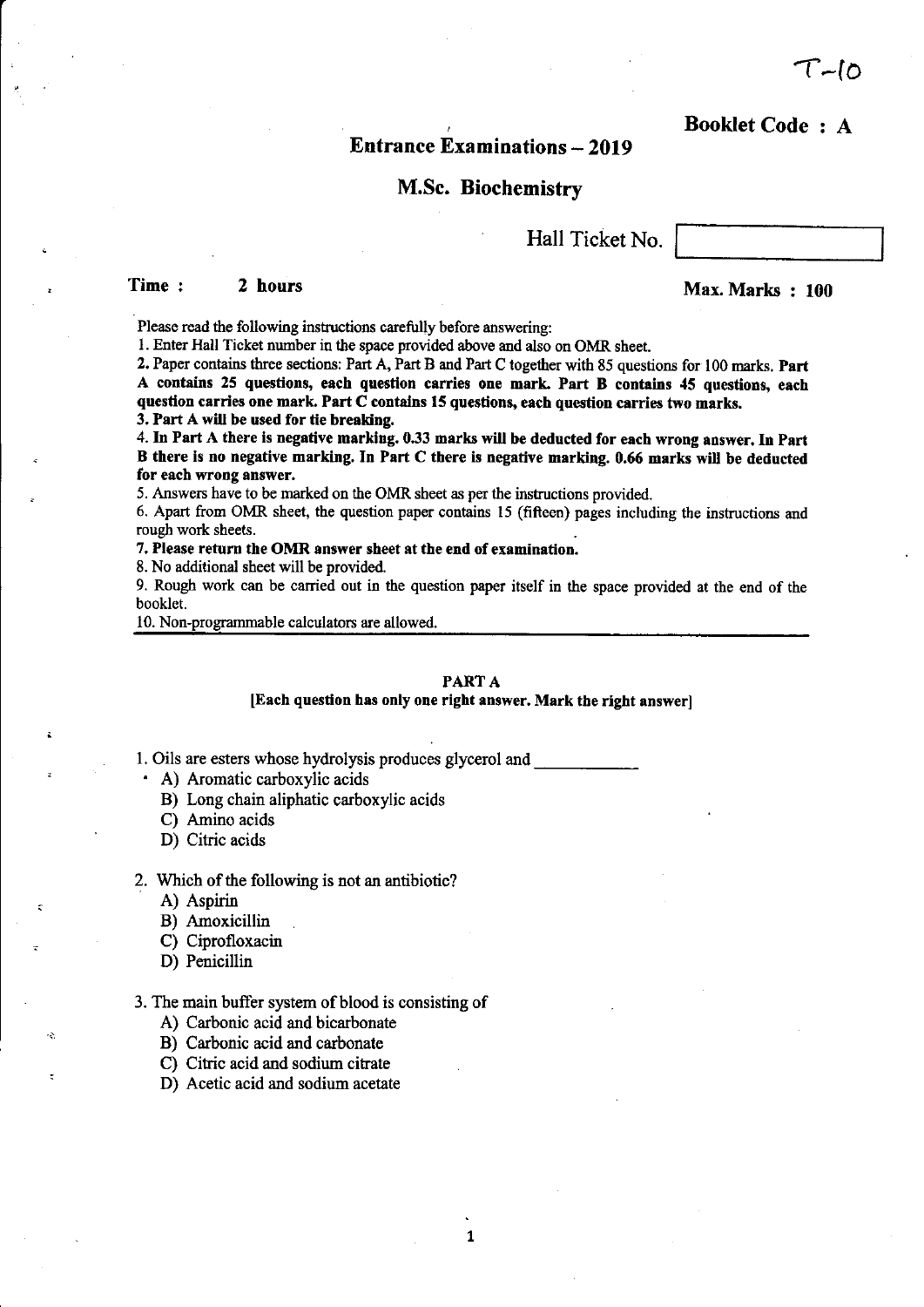T-10

**Booklet Code : A**

# Entrance Examinations – 2019

## M.Sc. Biochemistry

Hall Ticket No.

**Time : 2 hours** **Max. Marks : 100**

Please read the following instructions carefully before answering:

1. Enter Hall Ticket number in the space provided above and also on OMR sheet.
2. Paper contains three sections: Part A, Part B and Part C together with 85 questions for 100 marks. **Part A contains 25 questions, each question carries one mark. Part B contains 45 questions, each question carries one mark. Part C contains 15 questions, each question carries two marks.**
3. **Part A will be used for tie breaking.**
4. **In Part A there is negative marking. 0.33 marks will be deducted for each wrong answer. In Part B there is no negative marking. In Part C there is negative marking. 0.66 marks will be deducted for each wrong answer.**
5. Answers have to be marked on the OMR sheet as per the instructions provided.
6. Apart from OMR sheet, the question paper contains 15 (fifteen) pages including the instructions and rough work sheets.
7. **Please return the OMR answer sheet at the end of examination.**
8. No additional sheet will be provided.
9. Rough work can be carried out in the question paper itself in the space provided at the end of the booklet.
10. Non-programmable calculators are allowed.

### PART A

**[Each question has only one right answer. Mark the right answer]**

1. Oils are esters whose hydrolysis produces glycerol and \_\_\_\_\_\_\_\_\_\_\_\_
   A) Aromatic carboxylic acids
   B) Long chain aliphatic carboxylic acids
   C) Amino acids
   D) Citric acids

2. Which of the following is not an antibiotic?
   A) Aspirin
   B) Amoxicillin
   C) Ciprofloxacin
   D) Penicillin

3. The main buffer system of blood is consisting of
   A) Carbonic acid and bicarbonate
   B) Carbonic acid and carbonate
   C) Citric acid and sodium citrate
   D) Acetic acid and sodium acetate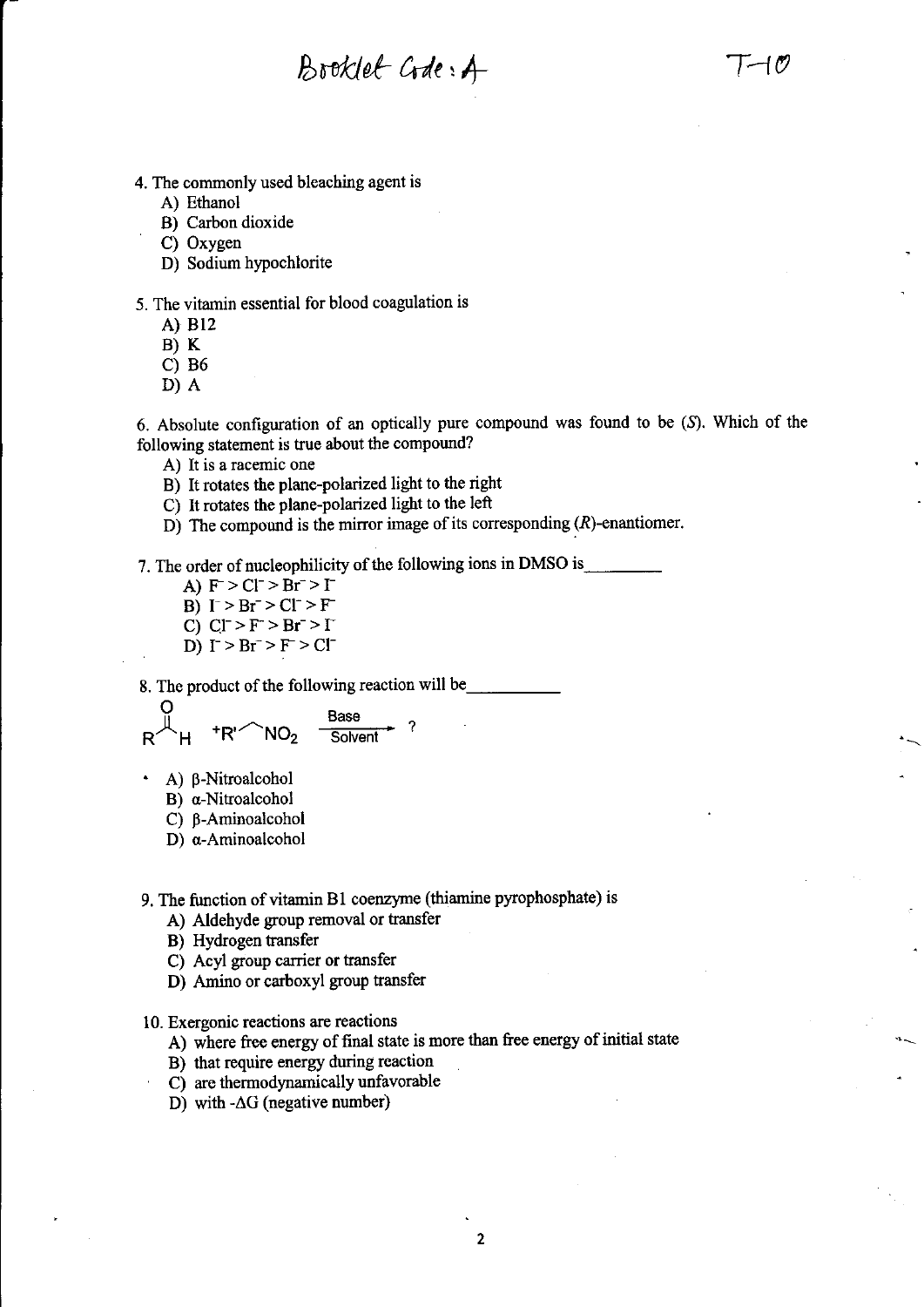4. The commonly used bleaching agent is
   A) Ethanol
   B) Carbon dioxide
   C) Oxygen
   D) Sodium hypochlorite

5. The vitamin essential for blood coagulation is
   A) B12
   B) K
   C) B6
   D) A

6. Absolute configuration of an optically pure compound was found to be (*S*). Which of the following statement is true about the compound?
   A) It is a racemic one
   B) It rotates the plane-polarized light to the right
   C) It rotates the plane-polarized light to the left
   D) The compound is the mirror image of its corresponding (*R*)-enantiomer.

7. The order of nucleophilicity of the following ions in DMSO is________
   A) $F^- > Cl^- > Br^- > I^-$
   B) $I^- > Br^- > Cl^- > F^-$
   C) $Cl^- > F^- > Br^- > I^-$
   D) $I^- > Br^- > F^- > Cl^-$

8. The product of the following reaction will be__________

   $$RCHO + R'CH_2NO_2 \xrightarrow[\text{Solvent}]{\text{Base}} ?$$

   A) β-Nitroalcohol
   B) α-Nitroalcohol
   C) β-Aminoalcohol
   D) α-Aminoalcohol

9. The function of vitamin B1 coenzyme (thiamine pyrophosphate) is
   A) Aldehyde group removal or transfer
   B) Hydrogen transfer
   C) Acyl group carrier or transfer
   D) Amino or carboxyl group transfer

10. Exergonic reactions are reactions
    A) where free energy of final state is more than free energy of initial state
    B) that require energy during reaction
    C) are thermodynamically unfavorable
    D) with $-\Delta G$ (negative number)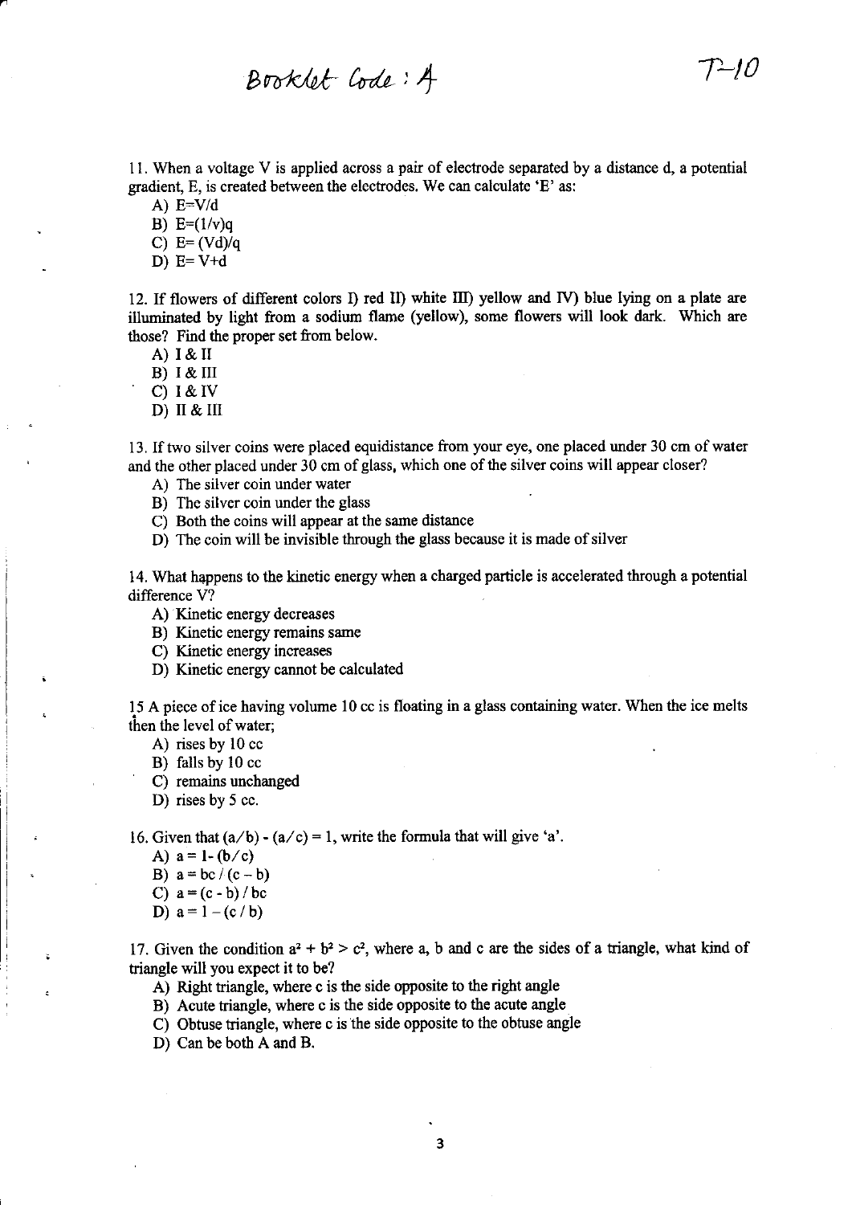Booklet Code : A

T-10

11. When a voltage V is applied across a pair of electrode separated by a distance d, a potential gradient, E, is created between the electrodes. We can calculate 'E' as:

A) $E=V/d$
B) $E=(1/v)q$
C) $E=(Vd)/q$
D) $E=V+d$

12. If flowers of different colors I) red II) white III) yellow and IV) blue lying on a plate are illuminated by light from a sodium flame (yellow), some flowers will look dark. Which are those? Find the proper set from below.

A) I & II
B) I & III
C) I & IV
D) II & III

13. If two silver coins were placed equidistance from your eye, one placed under 30 cm of water and the other placed under 30 cm of glass, which one of the silver coins will appear closer?

A) The silver coin under water
B) The silver coin under the glass
C) Both the coins will appear at the same distance
D) The coin will be invisible through the glass because it is made of silver

14. What happens to the kinetic energy when a charged particle is accelerated through a potential difference V?

A) Kinetic energy decreases
B) Kinetic energy remains same
C) Kinetic energy increases
D) Kinetic energy cannot be calculated

15 A piece of ice having volume 10 cc is floating in a glass containing water. When the ice melts then the level of water;

A) rises by 10 cc
B) falls by 10 cc
C) remains unchanged
D) rises by 5 cc.

16. Given that $(a/b) - (a/c) = 1$, write the formula that will give 'a'.

A) $a = 1 - (b/c)$
B) $a = bc / (c - b)$
C) $a = (c - b) / bc$
D) $a = 1 - (c / b)$

17. Given the condition $a^2 + b^2 > c^2$, where a, b and c are the sides of a triangle, what kind of triangle will you expect it to be?

A) Right triangle, where c is the side opposite to the right angle
B) Acute triangle, where c is the side opposite to the acute angle
C) Obtuse triangle, where c is the side opposite to the obtuse angle
D) Can be both A and B.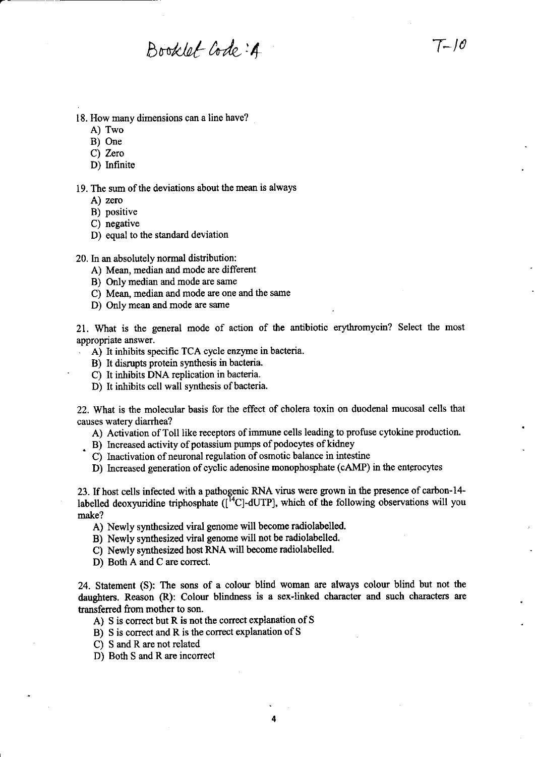18. How many dimensions can a line have?

A) Two
B) One
C) Zero
D) Infinite

19. The sum of the deviations about the mean is always

A) zero
B) positive
C) negative
D) equal to the standard deviation

20. In an absolutely normal distribution:

A) Mean, median and mode are different
B) Only median and mode are same
C) Mean, median and mode are one and the same
D) Only mean and mode are same

21. What is the general mode of action of the antibiotic erythromycin? Select the most appropriate answer.

A) It inhibits specific TCA cycle enzyme in bacteria.
B) It disrupts protein synthesis in bacteria.
C) It inhibits DNA replication in bacteria.
D) It inhibits cell wall synthesis of bacteria.

22. What is the molecular basis for the effect of cholera toxin on duodenal mucosal cells that causes watery diarrhea?

A) Activation of Toll like receptors of immune cells leading to profuse cytokine production.
B) Increased activity of potassium pumps of podocytes of kidney
C) Inactivation of neuronal regulation of osmotic balance in intestine
D) Increased generation of cyclic adenosine monophosphate (cAMP) in the enterocytes

23. If host cells infected with a pathogenic RNA virus were grown in the presence of carbon-14-labelled deoxyuridine triphosphate ([$^{14}$C]-dUTP], which of the following observations will you make?

A) Newly synthesized viral genome will become radiolabelled.
B) Newly synthesized viral genome will not be radiolabelled.
C) Newly synthesized host RNA will become radiolabelled.
D) Both A and C are correct.

24. Statement (S): The sons of a colour blind woman are always colour blind but not the daughters. Reason (R): Colour blindness is a sex-linked character and such characters are transferred from mother to son.

A) S is correct but R is not the correct explanation of S
B) S is correct and R is the correct explanation of S
C) S and R are not related
D) Both S and R are incorrect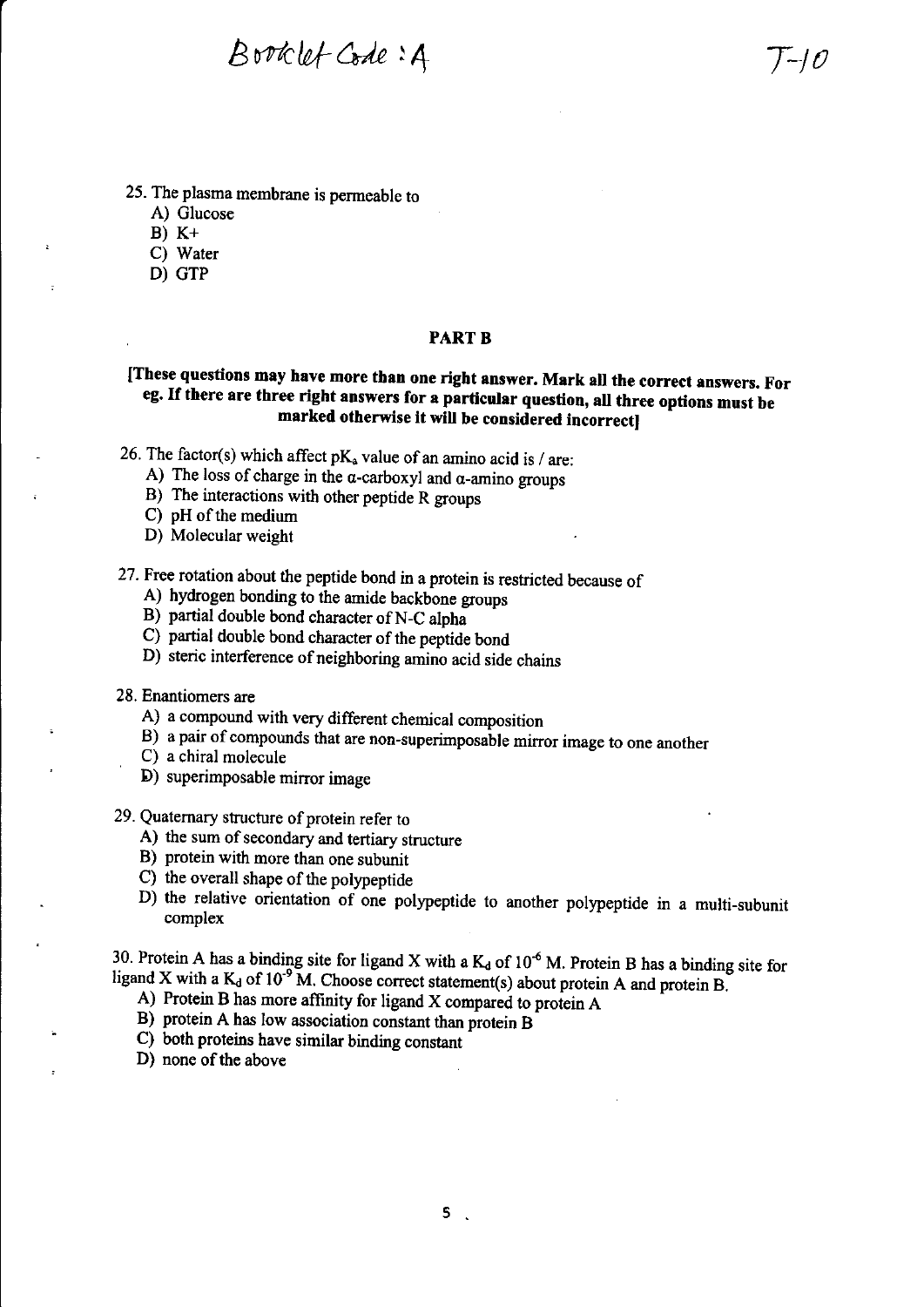25. The plasma membrane is permeable to
   A) Glucose
   B) K+
   C) Water
   D) GTP

## PART B

**[These questions may have more than one right answer. Mark all the correct answers. For eg. If there are three right answers for a particular question, all three options must be marked otherwise it will be considered incorrect]**

26. The factor(s) which affect $pK_a$ value of an amino acid is / are:
   A) The loss of charge in the α-carboxyl and α-amino groups
   B) The interactions with other peptide R groups
   C) pH of the medium
   D) Molecular weight

27. Free rotation about the peptide bond in a protein is restricted because of
   A) hydrogen bonding to the amide backbone groups
   B) partial double bond character of N-C alpha
   C) partial double bond character of the peptide bond
   D) steric interference of neighboring amino acid side chains

28. Enantiomers are
   A) a compound with very different chemical composition
   B) a pair of compounds that are non-superimposable mirror image to one another
   C) a chiral molecule
   D) superimposable mirror image

29. Quaternary structure of protein refer to
   A) the sum of secondary and tertiary structure
   B) protein with more than one subunit
   C) the overall shape of the polypeptide
   D) the relative orientation of one polypeptide to another polypeptide in a multi-subunit complex

30. Protein A has a binding site for ligand X with a $K_d$ of $10^{-6}$ M. Protein B has a binding site for ligand X with a $K_d$ of $10^{-9}$ M. Choose correct statement(s) about protein A and protein B.
   A) Protein B has more affinity for ligand X compared to protein A
   B) protein A has low association constant than protein B
   C) both proteins have similar binding constant
   D) none of the above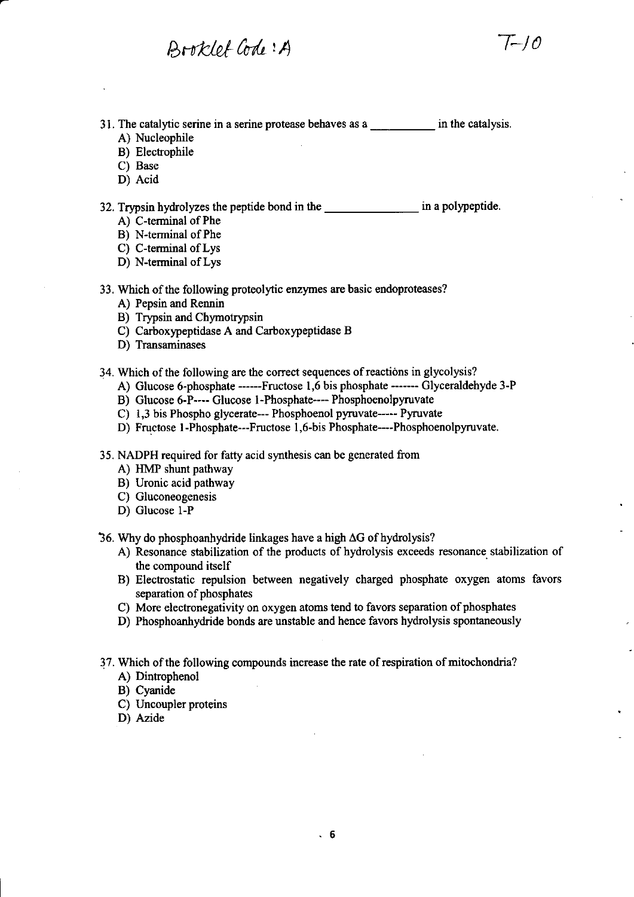Booklet Code : A

T-10

31. The catalytic serine in a serine protease behaves as a __________ in the catalysis.
    - A) Nucleophile
    - B) Electrophile
    - C) Base
    - D) Acid

32. Trypsin hydrolyzes the peptide bond in the _______________ in a polypeptide.
    - A) C-terminal of Phe
    - B) N-terminal of Phe
    - C) C-terminal of Lys
    - D) N-terminal of Lys

33. Which of the following proteolytic enzymes are basic endoproteases?
    - A) Pepsin and Rennin
    - B) Trypsin and Chymotrypsin
    - C) Carboxypeptidase A and Carboxypeptidase B
    - D) Transaminases

34. Which of the following are the correct sequences of reactions in glycolysis?
    - A) Glucose 6-phosphate ------Fructose 1,6 bis phosphate ------- Glyceraldehyde 3-P
    - B) Glucose 6-P---- Glucose 1-Phosphate---- Phosphoenolpyruvate
    - C) 1,3 bis Phospho glycerate--- Phosphoenol pyruvate----- Pyruvate
    - D) Fructose 1-Phosphate---Fructose 1,6-bis Phosphate----Phosphoenolpyruvate.

35. NADPH required for fatty acid synthesis can be generated from
    - A) HMP shunt pathway
    - B) Uronic acid pathway
    - C) Gluconeogenesis
    - D) Glucose 1-P

36. Why do phosphoanhydride linkages have a high $\Delta G$ of hydrolysis?
    - A) Resonance stabilization of the products of hydrolysis exceeds resonance stabilization of the compound itself
    - B) Electrostatic repulsion between negatively charged phosphate oxygen atoms favors separation of phosphates
    - C) More electronegativity on oxygen atoms tend to favors separation of phosphates
    - D) Phosphoanhydride bonds are unstable and hence favors hydrolysis spontaneously

37. Which of the following compounds increase the rate of respiration of mitochondria?
    - A) Dintrophenol
    - B) Cyanide
    - C) Uncoupler proteins
    - D) Azide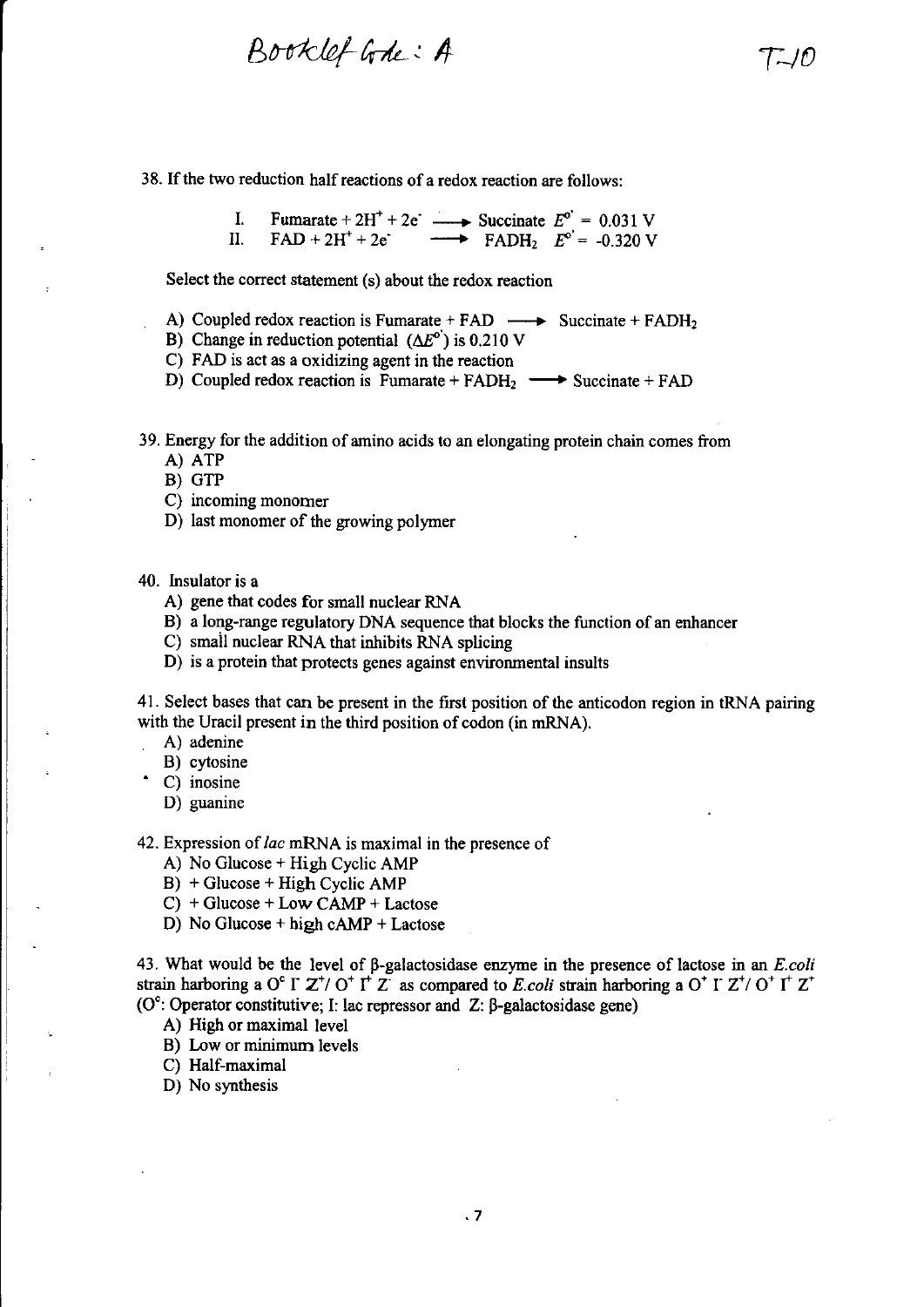Booklet Code : A

T-10

38. If the two reduction half reactions of a redox reaction are follows:

I. Fumarate + $2H^+$ + $2e^-$ $\longrightarrow$ Succinate $E^{o'}$ = 0.031 V
II. FAD + $2H^+$ + $2e^-$ $\longrightarrow$ $FADH_2$ $E^{o'}$ = -0.320 V

Select the correct statement (s) about the redox reaction

A) Coupled redox reaction is Fumarate + FAD $\longrightarrow$ Succinate + $FADH_2$
B) Change in reduction potential ($\Delta E^{o'}$) is 0.210 V
C) FAD is act as a oxidizing agent in the reaction
D) Coupled redox reaction is Fumarate + $FADH_2$ $\longrightarrow$ Succinate + FAD

39. Energy for the addition of amino acids to an elongating protein chain comes from
A) ATP
B) GTP
C) incoming monomer
D) last monomer of the growing polymer

40. Insulator is a
A) gene that codes for small nuclear RNA
B) a long-range regulatory DNA sequence that blocks the function of an enhancer
C) small nuclear RNA that inhibits RNA splicing
D) is a protein that protects genes against environmental insults

41. Select bases that can be present in the first position of the anticodon region in tRNA pairing with the Uracil present in the third position of codon (in mRNA).
A) adenine
B) cytosine
C) inosine
D) guanine

42. Expression of *lac* mRNA is maximal in the presence of
A) No Glucose + High Cyclic AMP
B) + Glucose + High Cyclic AMP
C) + Glucose + Low CAMP + Lactose
D) No Glucose + high cAMP + Lactose

43. What would be the level of β-galactosidase enzyme in the presence of lactose in an *E.coli* strain harboring a $O^c$ $I^-$ $Z^+$/ $O^+$ $I^+$ $Z^-$ as compared to *E.coli* strain harboring a $O^+$ $I^-$ $Z^+$/ $O^+$ $I^+$ $Z^+$ ($O^c$: Operator constitutive; I: lac repressor and Z: β-galactosidase gene)
A) High or maximal level
B) Low or minimum levels
C) Half-maximal
D) No synthesis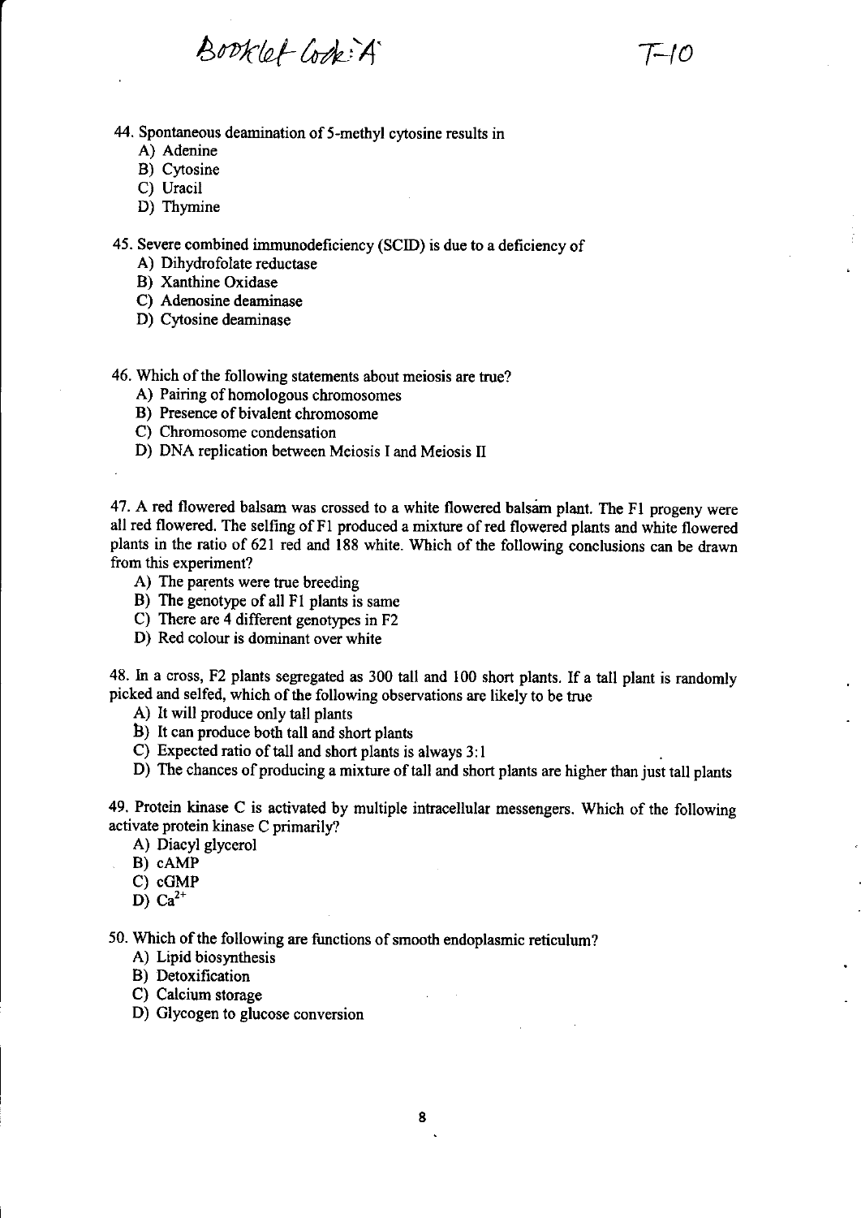44. Spontaneous deamination of 5-methyl cytosine results in
   A) Adenine
   B) Cytosine
   C) Uracil
   D) Thymine

45. Severe combined immunodeficiency (SCID) is due to a deficiency of
   A) Dihydrofolate reductase
   B) Xanthine Oxidase
   C) Adenosine deaminase
   D) Cytosine deaminase

46. Which of the following statements about meiosis are true?
   A) Pairing of homologous chromosomes
   B) Presence of bivalent chromosome
   C) Chromosome condensation
   D) DNA replication between Meiosis I and Meiosis II

47. A red flowered balsam was crossed to a white flowered balsam plant. The F1 progeny were all red flowered. The selfing of F1 produced a mixture of red flowered plants and white flowered plants in the ratio of 621 red and 188 white. Which of the following conclusions can be drawn from this experiment?
   A) The parents were true breeding
   B) The genotype of all F1 plants is same
   C) There are 4 different genotypes in F2
   D) Red colour is dominant over white

48. In a cross, F2 plants segregated as 300 tall and 100 short plants. If a tall plant is randomly picked and selfed, which of the following observations are likely to be true
   A) It will produce only tall plants
   B) It can produce both tall and short plants
   C) Expected ratio of tall and short plants is always 3:1
   D) The chances of producing a mixture of tall and short plants are higher than just tall plants

49. Protein kinase C is activated by multiple intracellular messengers. Which of the following activate protein kinase C primarily?
   A) Diacyl glycerol
   B) cAMP
   C) cGMP
   D) $Ca^{2+}$

50. Which of the following are functions of smooth endoplasmic reticulum?
   A) Lipid biosynthesis
   B) Detoxification
   C) Calcium storage
   D) Glycogen to glucose conversion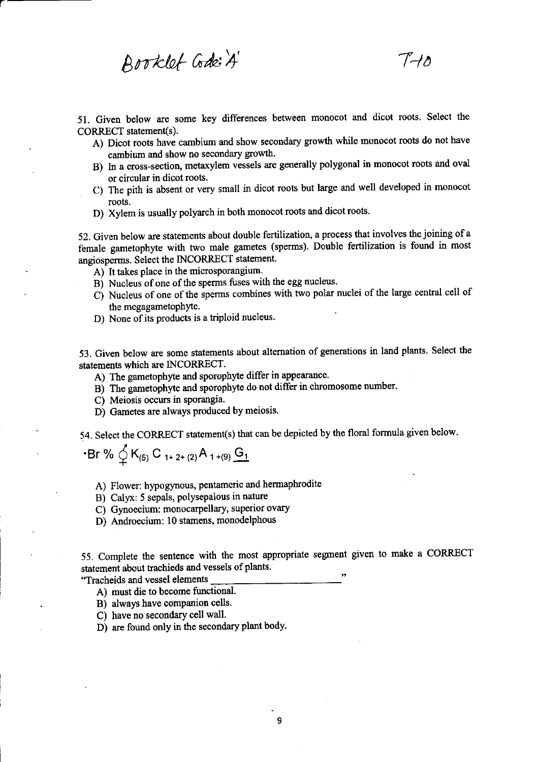Booklet Code:'A' T-10

51. Given below are some key differences between monocot and dicot roots. Select the CORRECT statement(s).

A) Dicot roots have cambium and show secondary growth while monocot roots do not have cambium and show no secondary growth.
B) In a cross-section, metaxylem vessels are generally polygonal in monocot roots and oval or circular in dicot roots.
C) The pith is absent or very small in dicot roots but large and well developed in monocot roots.
D) Xylem is usually polyarch in both monocot roots and dicot roots.

52. Given below are statements about double fertilization, a process that involves the joining of a female gametophyte with two male gametes (sperms). Double fertilization is found in most angiosperms. Select the INCORRECT statement.

A) It takes place in the microsporangium.
B) Nucleus of one of the sperms fuses with the egg nucleus.
C) Nucleus of one of the sperms combines with two polar nuclei of the large central cell of the megagametophyte.
D) None of its products is a triploid nucleus.

53. Given below are some statements about alternation of generations in land plants. Select the statements which are INCORRECT.

A) The gametophyte and sporophyte differ in appearance.
B) The gametophyte and sporophyte do not differ in chromosome number.
C) Meiosis occurs in sporangia.
D) Gametes are always produced by meiosis.

54. Select the CORRECT statement(s) that can be depicted by the floral formula given below.

$$\cdot Br \; \% \; ⚥ \; K_{(5)} \; C_{1+2+(2)} \; A_{1+(9)} \; \underline{G_1}$$

A) Flower: hypogynous, pentameric and hermaphrodite
B) Calyx: 5 sepals, polysepalous in nature
C) Gynoecium: monocarpellary, superior ovary
D) Androecium: 10 stamens, monodelphous

55. Complete the sentence with the most appropriate segment given to make a CORRECT statement about trachieds and vessels of plants.

"Tracheids and vessel elements \_\_\_\_\_\_\_\_\_\_\_\_\_\_\_\_\_\_\_\_\_\_\_\_\_\_\_"

A) must die to become functional.
B) always have companion cells.
C) have no secondary cell wall.
D) are found only in the secondary plant body.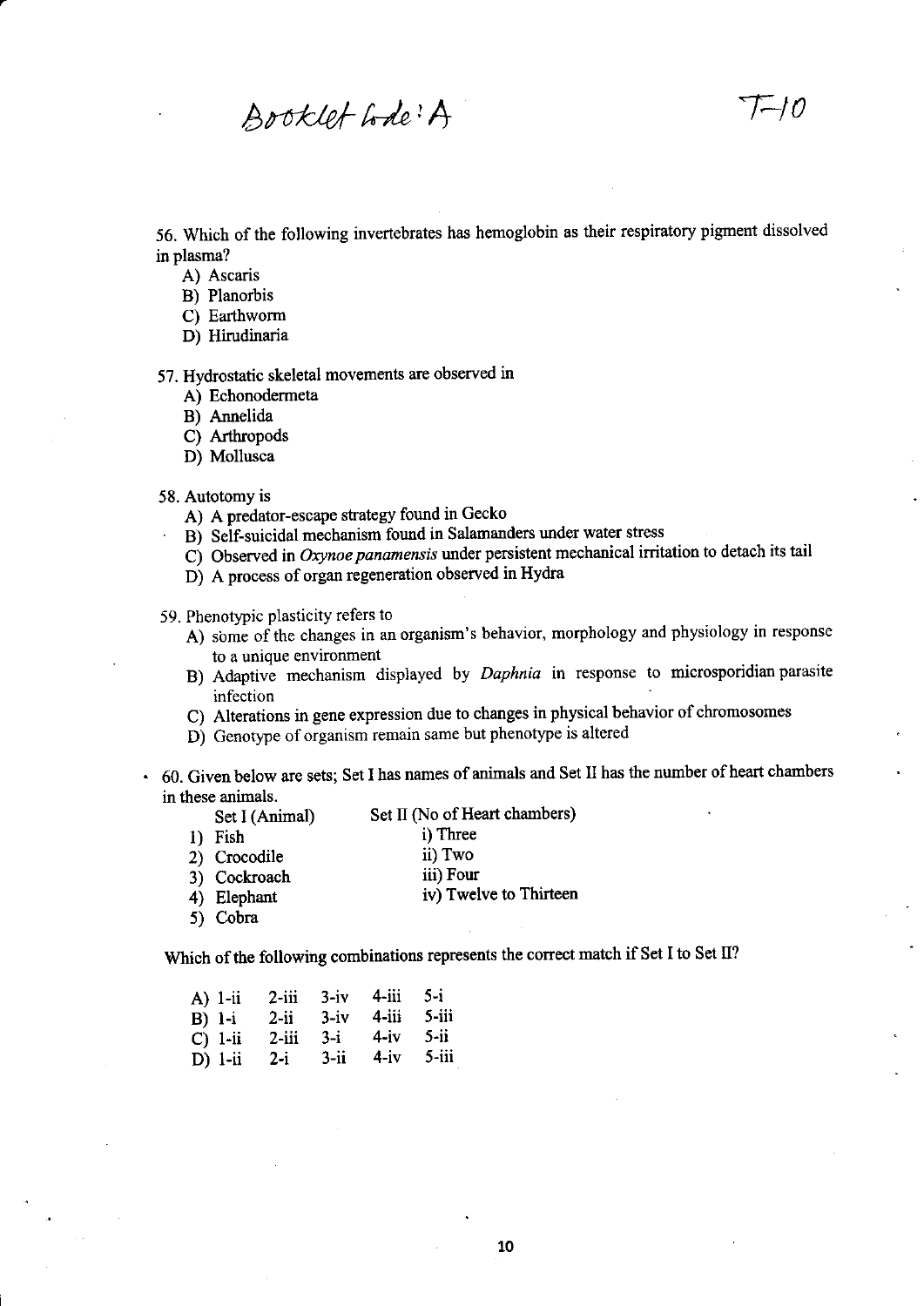56. Which of the following invertebrates has hemoglobin as their respiratory pigment dissolved in plasma?

A) Ascaris
B) Planorbis
C) Earthworm
D) Hirudinaria

57. Hydrostatic skeletal movements are observed in

A) Echonodermeta
B) Annelida
C) Arthropods
D) Mollusca

58. Autotomy is

A) A predator-escape strategy found in Gecko
B) Self-suicidal mechanism found in Salamanders under water stress
C) Observed in *Oxynoe panamensis* under persistent mechanical irritation to detach its tail
D) A process of organ regeneration observed in Hydra

59. Phenotypic plasticity refers to

A) some of the changes in an organism's behavior, morphology and physiology in response to a unique environment
B) Adaptive mechanism displayed by *Daphnia* in response to microsporidian parasite infection
C) Alterations in gene expression due to changes in physical behavior of chromosomes
D) Genotype of organism remain same but phenotype is altered

60. Given below are sets; Set I has names of animals and Set II has the number of heart chambers in these animals.

| Set I (Animal) | Set II (No of Heart chambers) |
|---|---|
| 1) Fish | i) Three |
| 2) Crocodile | ii) Two |
| 3) Cockroach | iii) Four |
| 4) Elephant | iv) Twelve to Thirteen |
| 5) Cobra | |

Which of the following combinations represents the correct match if Set I to Set II?

A) 1-ii 2-iii 3-iv 4-iii 5-i
B) 1-i 2-ii 3-iv 4-iii 5-iii
C) 1-ii 2-iii 3-i 4-iv 5-ii
D) 1-ii 2-i 3-ii 4-iv 5-iii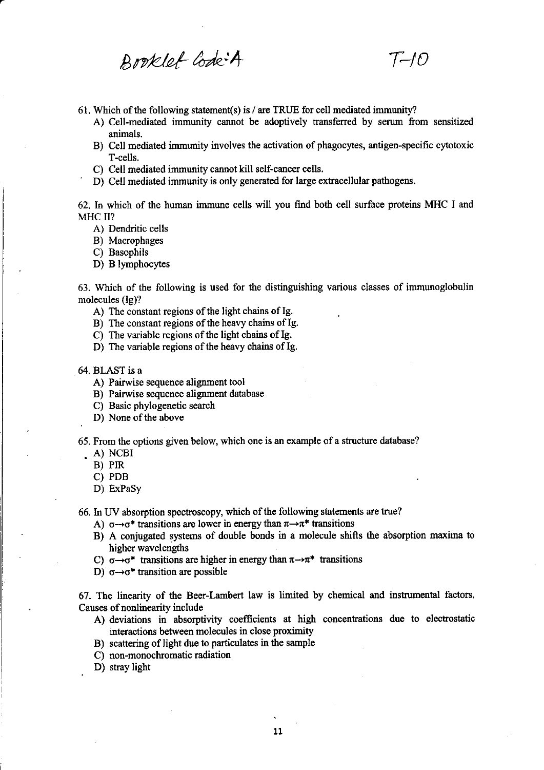Booklet Code: A

T-10

61. Which of the following statement(s) is / are TRUE for cell mediated immunity?
   - A) Cell-mediated immunity cannot be adoptively transferred by serum from sensitized animals.
   - B) Cell mediated immunity involves the activation of phagocytes, antigen-specific cytotoxic T-cells.
   - C) Cell mediated immunity cannot kill self-cancer cells.
   - D) Cell mediated immunity is only generated for large extracellular pathogens.

62. In which of the human immune cells will you find both cell surface proteins MHC I and MHC II?
   - A) Dendritic cells
   - B) Macrophages
   - C) Basophils
   - D) B lymphocytes

63. Which of the following is used for the distinguishing various classes of immunoglobulin molecules (Ig)?
   - A) The constant regions of the light chains of Ig.
   - B) The constant regions of the heavy chains of Ig.
   - C) The variable regions of the light chains of Ig.
   - D) The variable regions of the heavy chains of Ig.

64. BLAST is a
   - A) Pairwise sequence alignment tool
   - B) Pairwise sequence alignment database
   - C) Basic phylogenetic search
   - D) None of the above

65. From the options given below, which one is an example of a structure database?
   - A) NCBI
   - B) PIR
   - C) PDB
   - D) ExPaSy

66. In UV absorption spectroscopy, which of the following statements are true?
   - A) $\sigma \rightarrow \sigma^*$ transitions are lower in energy than $\pi \rightarrow \pi^*$ transitions
   - B) A conjugated systems of double bonds in a molecule shifts the absorption maxima to higher wavelengths
   - C) $\sigma \rightarrow \sigma^*$ transitions are higher in energy than $\pi \rightarrow \pi^*$ transitions
   - D) $\sigma \rightarrow \sigma^*$ transition are possible

67. The linearity of the Beer-Lambert law is limited by chemical and instrumental factors. Causes of nonlinearity include
   - A) deviations in absorptivity coefficients at high concentrations due to electrostatic interactions between molecules in close proximity
   - B) scattering of light due to particulates in the sample
   - C) non-monochromatic radiation
   - D) stray light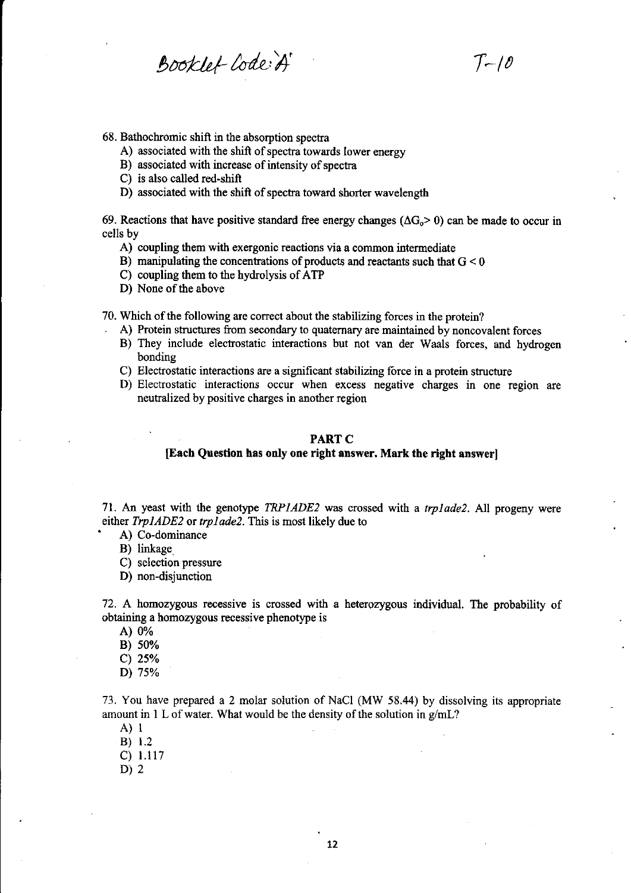68. Bathochromic shift in the absorption spectra

A) associated with the shift of spectra towards lower energy
B) associated with increase of intensity of spectra
C) is also called red-shift
D) associated with the shift of spectra toward shorter wavelength

69. Reactions that have positive standard free energy changes ($\Delta G_o > 0$) can be made to occur in cells by

A) coupling them with exergonic reactions via a common intermediate
B) manipulating the concentrations of products and reactants such that $G < 0$
C) coupling them to the hydrolysis of ATP
D) None of the above

70. Which of the following are correct about the stabilizing forces in the protein?

A) Protein structures from secondary to quaternary are maintained by noncovalent forces
B) They include electrostatic interactions but not van der Waals forces, and hydrogen bonding
C) Electrostatic interactions are a significant stabilizing force in a protein structure
D) Electrostatic interactions occur when excess negative charges in one region are neutralized by positive charges in another region

## PART C

### [Each Question has only one right answer. Mark the right answer]

71. An yeast with the genotype *TRP1ADE2* was crossed with a *trp1ade2*. All progeny were either *Trp1ADE2* or *trp1ade2*. This is most likely due to

A) Co-dominance
B) linkage
C) selection pressure
D) non-disjunction

72. A homozygous recessive is crossed with a heterozygous individual. The probability of obtaining a homozygous recessive phenotype is

A) 0%
B) 50%
C) 25%
D) 75%

73. You have prepared a 2 molar solution of NaCl (MW 58.44) by dissolving its appropriate amount in 1 L of water. What would be the density of the solution in g/mL?

A) 1
B) 1.2
C) 1.117
D) 2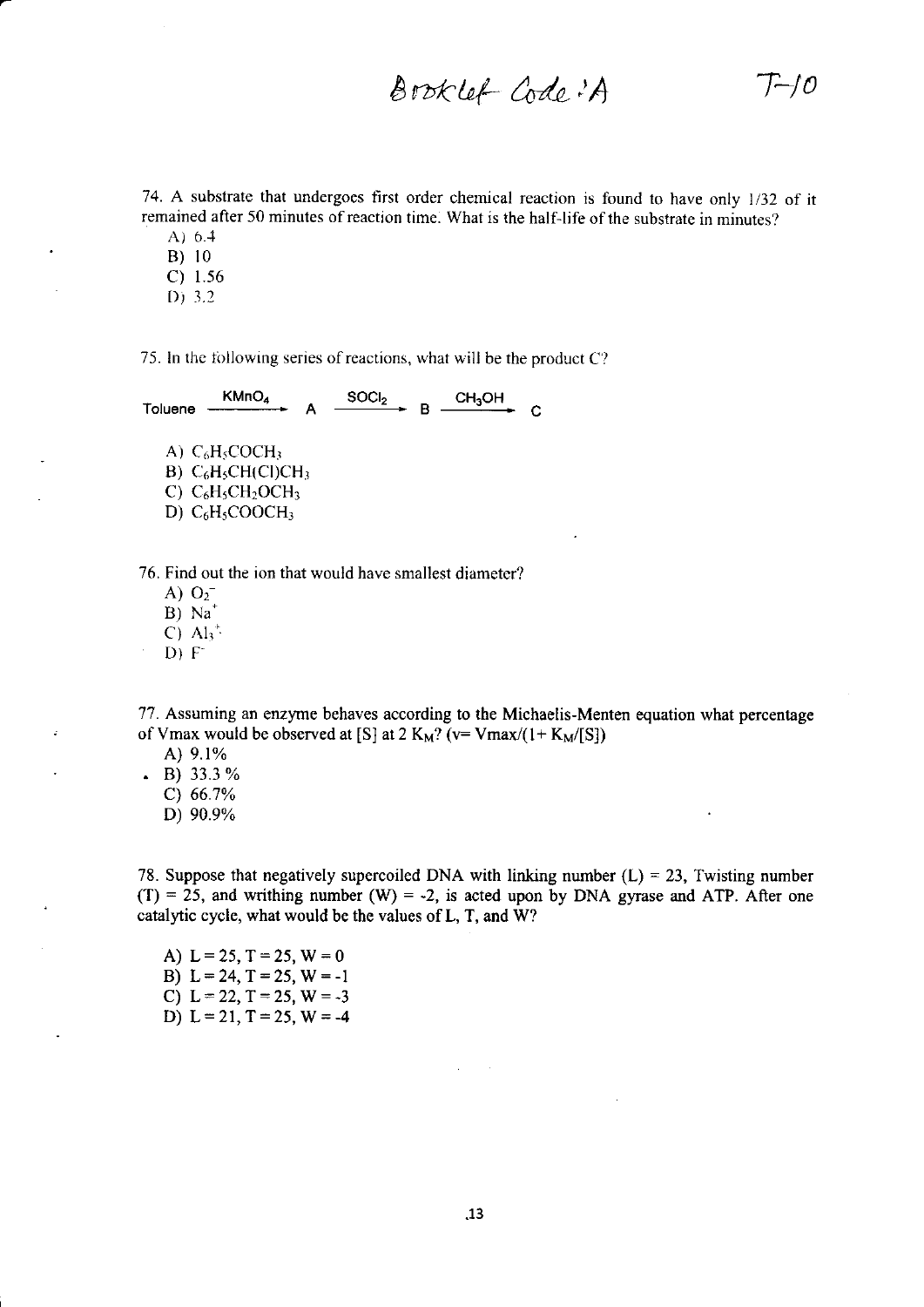74. A substrate that undergoes first order chemical reaction is found to have only 1/32 of it remained after 50 minutes of reaction time. What is the half-life of the substrate in minutes?

A) 6.4
B) 10
C) 1.56
D) 3.2

75. In the following series of reactions, what will be the product C?

$$\text{Toluene} \xrightarrow{KMnO_4} A \xrightarrow{SOCl_2} B \xrightarrow{CH_3OH} C$$

A) $C_6H_5COCH_3$
B) $C_6H_5CH(Cl)CH_3$
C) $C_6H_5CH_2OCH_3$
D) $C_6H_5COOCH_3$

76. Find out the ion that would have smallest diameter?

A) $O_2^-$
B) $Na^+$
C) $Al_3^+$
D) $F^-$

77. Assuming an enzyme behaves according to the Michaelis-Menten equation what percentage of Vmax would be observed at [S] at 2 $K_M$? ($v = V_{max}/(1 + K_M/[S])$)

A) 9.1%
B) 33.3 %
C) 66.7%
D) 90.9%

78. Suppose that negatively supercoiled DNA with linking number (L) = 23, Twisting number (T) = 25, and writhing number (W) = -2, is acted upon by DNA gyrase and ATP. After one catalytic cycle, what would be the values of L, T, and W?

A) L = 25, T = 25, W = 0
B) L = 24, T = 25, W = -1
C) L = 22, T = 25, W = -3
D) L = 21, T = 25, W = -4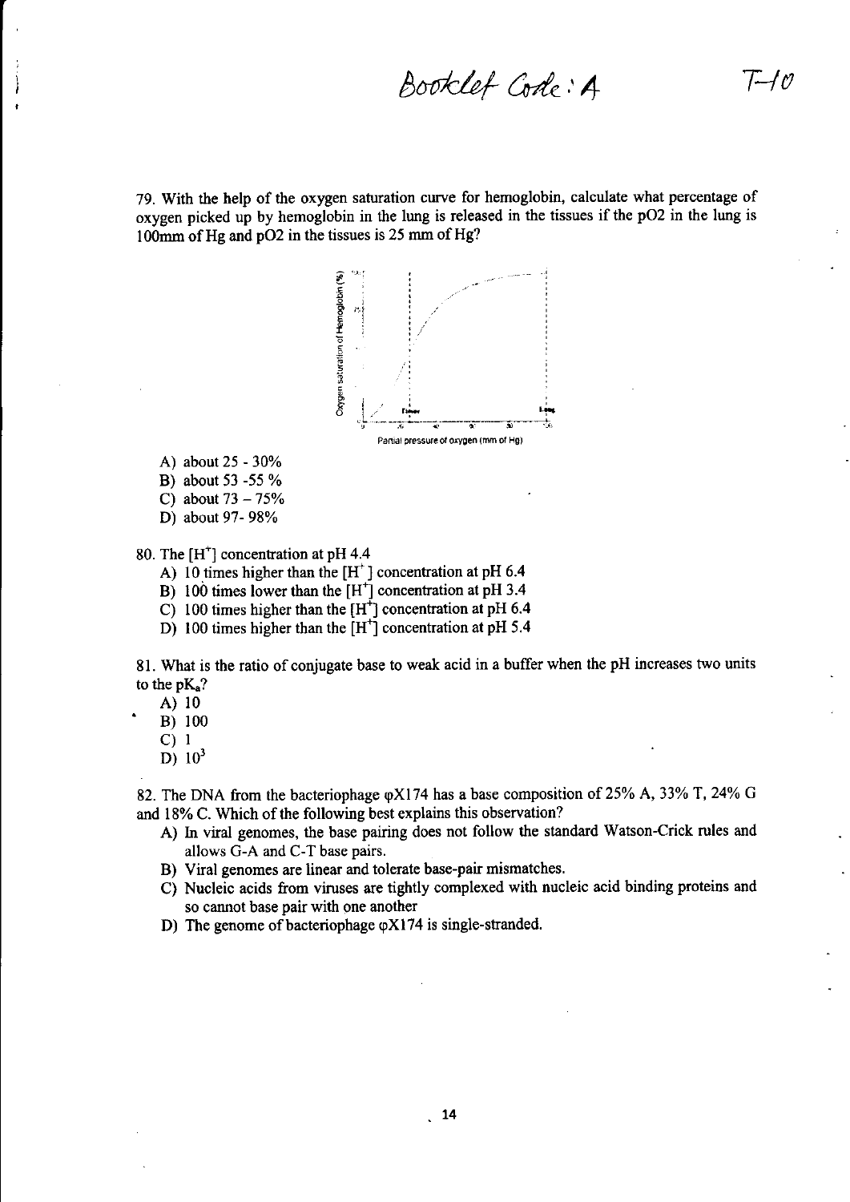79. With the help of the oxygen saturation curve for hemoglobin, calculate what percentage of oxygen picked up by hemoglobin in the lung is released in the tissues if the pO2 in the lung is 100mm of Hg and pO2 in the tissues is 25 mm of Hg?

A) about 25 - 30%
B) about 53 -55 %
C) about 73 – 75%
D) about 97- 98%

80. The $[H^+]$ concentration at pH 4.4

A) 10 times higher than the $[H^+]$ concentration at pH 6.4
B) 100 times lower than the $[H^+]$ concentration at pH 3.4
C) 100 times higher than the $[H^+]$ concentration at pH 6.4
D) 100 times higher than the $[H^+]$ concentration at pH 5.4

81. What is the ratio of conjugate base to weak acid in a buffer when the pH increases two units to the $pK_a$?

A) 10
B) 100
C) 1
D) $10^3$

82. The DNA from the bacteriophage φX174 has a base composition of 25% A, 33% T, 24% G and 18% C. Which of the following best explains this observation?

A) In viral genomes, the base pairing does not follow the standard Watson-Crick rules and allows G-A and C-T base pairs.
B) Viral genomes are linear and tolerate base-pair mismatches.
C) Nucleic acids from viruses are tightly complexed with nucleic acid binding proteins and so cannot base pair with one another
D) The genome of bacteriophage φX174 is single-stranded.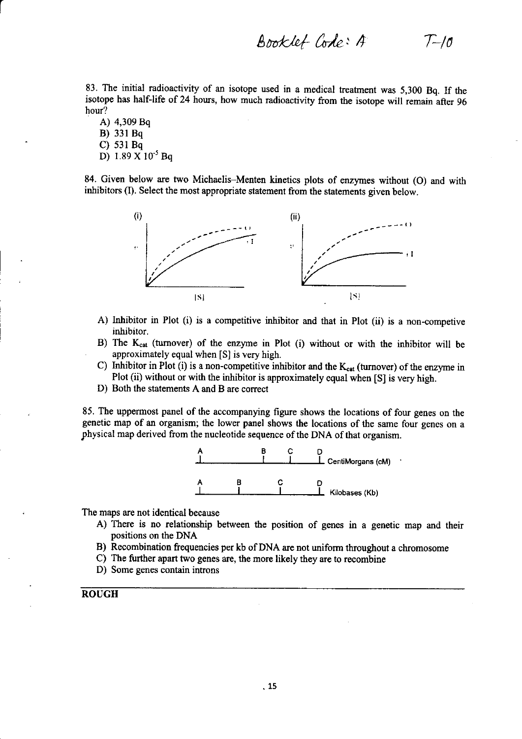83. The initial radioactivity of an isotope used in a medical treatment was 5,300 Bq. If the isotope has half-life of 24 hours, how much radioactivity from the isotope will remain after 96 hour?

A) 4,309 Bq
B) 331 Bq
C) 531 Bq
D) $1.89 \times 10^{-5}$ Bq

84. Given below are two Michaelis–Menten kinetics plots of enzymes without (O) and with inhibitors (I). Select the most appropriate statement from the statements given below.

(i) (ii)

A) Inhibitor in Plot (i) is a competitive inhibitor and that in Plot (ii) is a non-competive inhibitor.
B) The $K_{cat}$ (turnover) of the enzyme in Plot (i) without or with the inhibitor will be approximately equal when [S] is very high.
C) Inhibitor in Plot (i) is a non-competitive inhibitor and the $K_{cat}$ (turnover) of the enzyme in Plot (ii) without or with the inhibitor is approximately equal when [S] is very high.
D) Both the statements A and B are correct

85. The uppermost panel of the accompanying figure shows the locations of four genes on the genetic map of an organism; the lower panel shows the locations of the same four genes on a physical map derived from the nucleotide sequence of the DNA of that organism.

The maps are not identical because

A) There is no relationship between the position of genes in a genetic map and their positions on the DNA
B) Recombination frequencies per kb of DNA are not uniform throughout a chromosome
C) The further apart two genes are, the more likely they are to recombine
D) Some genes contain introns

**ROUGH**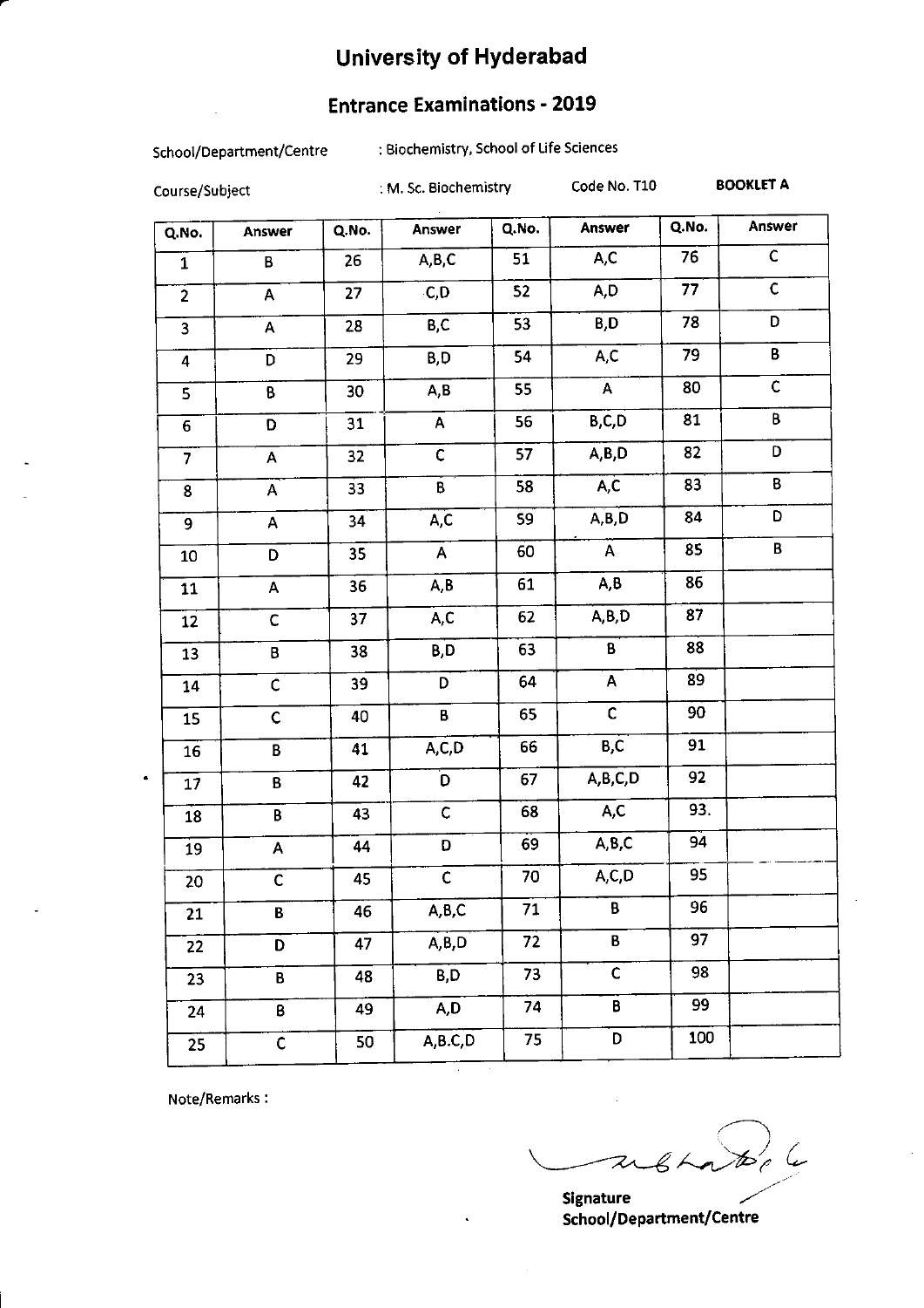# University of Hyderabad

## Entrance Examinations - 2019

School/Department/Centre : Biochemistry, School of Life Sciences

Course/Subject : M. Sc. Biochemistry Code No. T10 **BOOKLET A**

| Q.No. | Answer | Q.No. | Answer | Q.No. | Answer | Q.No. | Answer |
|---|---|---|---|---|---|---|---|
| 1 | B | 26 | A,B,C | 51 | A,C | 76 | C |
| 2 | A | 27 | C,D | 52 | A,D | 77 | C |
| 3 | A | 28 | B,C | 53 | B,D | 78 | D |
| 4 | D | 29 | B,D | 54 | A,C | 79 | B |
| 5 | B | 30 | A,B | 55 | A | 80 | C |
| 6 | D | 31 | A | 56 | B,C,D | 81 | B |
| 7 | A | 32 | C | 57 | A,B,D | 82 | D |
| 8 | A | 33 | B | 58 | A,C | 83 | B |
| 9 | A | 34 | A,C | 59 | A,B,D | 84 | D |
| 10 | D | 35 | A | 60 | A | 85 | B |
| 11 | A | 36 | A,B | 61 | A,B | 86 | |
| 12 | C | 37 | A,C | 62 | A,B,D | 87 | |
| 13 | B | 38 | B,D | 63 | B | 88 | |
| 14 | C | 39 | D | 64 | A | 89 | |
| 15 | C | 40 | B | 65 | C | 90 | |
| 16 | B | 41 | A,C,D | 66 | B,C | 91 | |
| 17 | B | 42 | D | 67 | A,B,C,D | 92 | |
| 18 | B | 43 | C | 68 | A,C | 93. | |
| 19 | A | 44 | D | 69 | A,B,C | 94 | |
| 20 | C | 45 | C | 70 | A,C,D | 95 | |
| 21 | B | 46 | A,B,C | 71 | B | 96 | |
| 22 | D | 47 | A,B,D | 72 | B | 97 | |
| 23 | B | 48 | B,D | 73 | C | 98 | |
| 24 | B | 49 | A,D | 74 | B | 99 | |
| 25 | C | 50 | A,B.C,D | 75 | D | 100 | |

Note/Remarks :

**Signature**
**School/Department/Centre**